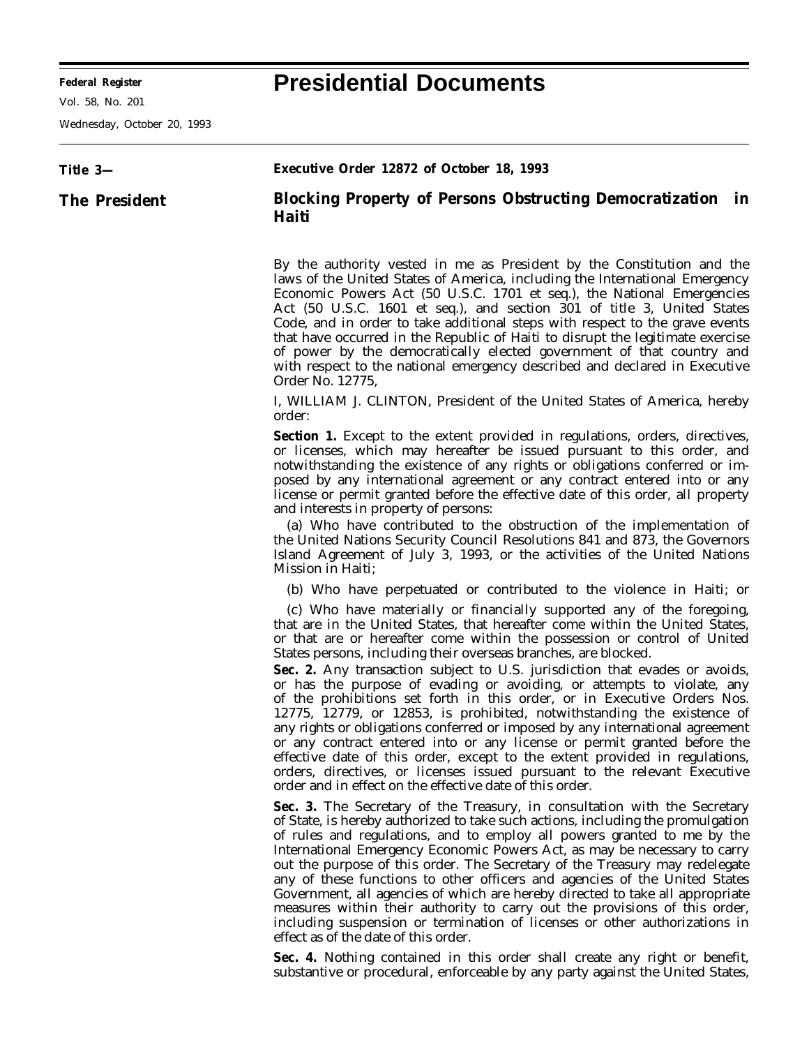# Presidential Documents

**Title 3—**

**The President**

## Executive Order 12872 of October 18, 1993

## Blocking Property of Persons Obstructing Democratization in Haiti

By the authority vested in me as President by the Constitution and the laws of the United States of America, including the International Emergency Economic Powers Act (50 U.S.C. 1701 et seq.), the National Emergencies Act (50 U.S.C. 1601 et seq.), and section 301 of title 3, United States Code, and in order to take additional steps with respect to the grave events that have occurred in the Republic of Haiti to disrupt the legitimate exercise of power by the democratically elected government of that country and with respect to the national emergency described and declared in Executive Order No. 12775,

I, WILLIAM J. CLINTON, President of the United States of America, hereby order:

**Section 1.** Except to the extent provided in regulations, orders, directives, or licenses, which may hereafter be issued pursuant to this order, and notwithstanding the existence of any rights or obligations conferred or imposed by any international agreement or any contract entered into or any license or permit granted before the effective date of this order, all property and interests in property of persons:

(a) Who have contributed to the obstruction of the implementation of the United Nations Security Council Resolutions 841 and 873, the Governors Island Agreement of July 3, 1993, or the activities of the United Nations Mission in Haiti;

(b) Who have perpetuated or contributed to the violence in Haiti; or

(c) Who have materially or financially supported any of the foregoing, that are in the United States, that hereafter come within the United States, or that are or hereafter come within the possession or control of United States persons, including their overseas branches, are blocked.

**Sec. 2.** Any transaction subject to U.S. jurisdiction that evades or avoids, or has the purpose of evading or avoiding, or attempts to violate, any of the prohibitions set forth in this order, or in Executive Orders Nos. 12775, 12779, or 12853, is prohibited, notwithstanding the existence of any rights or obligations conferred or imposed by any international agreement or any contract entered into or any license or permit granted before the effective date of this order, except to the extent provided in regulations, orders, directives, or licenses issued pursuant to the relevant Executive order and in effect on the effective date of this order.

**Sec. 3.** The Secretary of the Treasury, in consultation with the Secretary of State, is hereby authorized to take such actions, including the promulgation of rules and regulations, and to employ all powers granted to me by the International Emergency Economic Powers Act, as may be necessary to carry out the purpose of this order. The Secretary of the Treasury may redelegate any of these functions to other officers and agencies of the United States Government, all agencies of which are hereby directed to take all appropriate measures within their authority to carry out the provisions of this order, including suspension or termination of licenses or other authorizations in effect as of the date of this order.

**Sec. 4.** Nothing contained in this order shall create any right or benefit, substantive or procedural, enforceable by any party against the United States,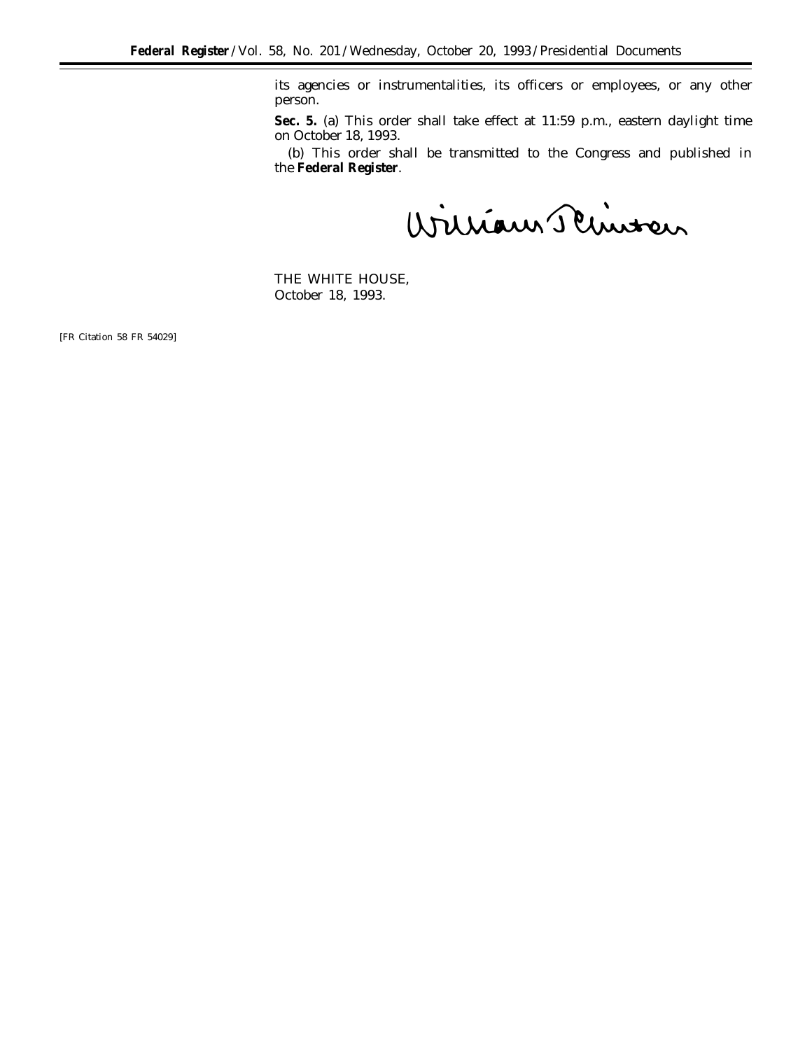its agencies or instrumentalities, its officers or employees, or any other person.

**Sec. 5.** (a) This order shall take effect at 11:59 p.m., eastern daylight time on October 18, 1993.

(b) This order shall be transmitted to the Congress and published in the **Federal Register**.

William J. Clinton

THE WHITE HOUSE,
October 18, 1993.

[FR Citation 58 FR 54029]